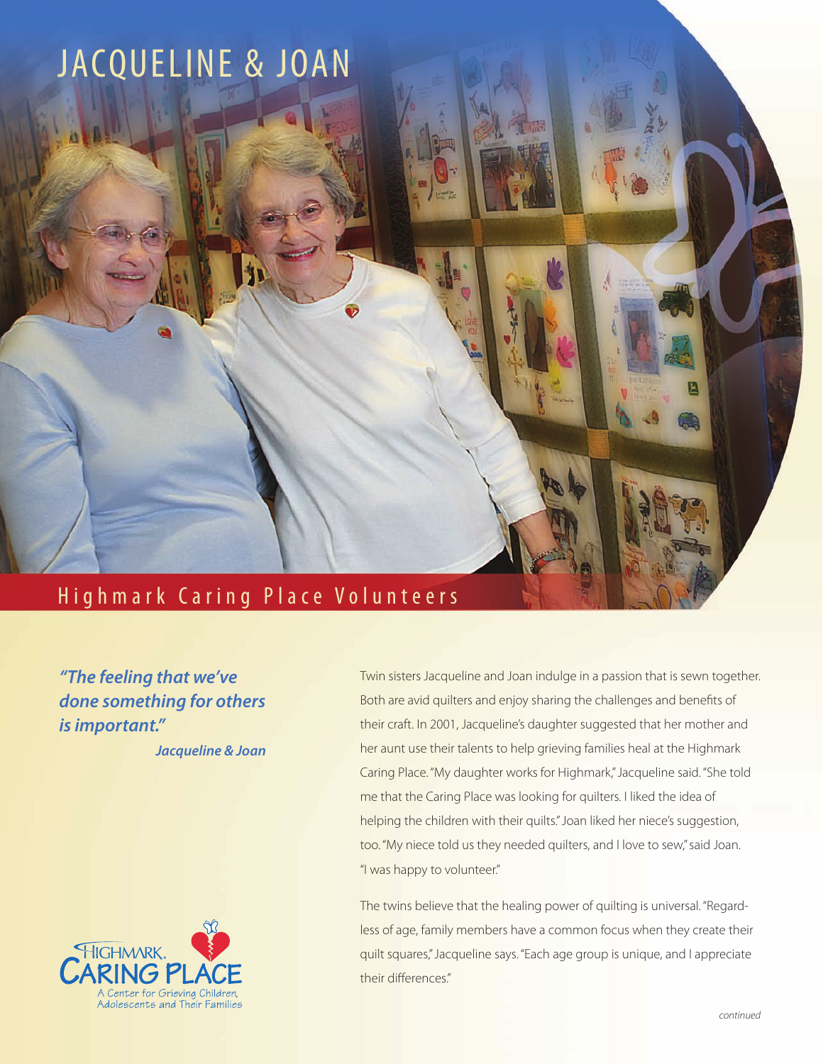# JACQUELINE & JOAN

## Highmark Caring Place Volunteers

***"The feeling that we've done something for others is important."***
***Jacqueline & Joan***

Twin sisters Jacqueline and Joan indulge in a passion that is sewn together. Both are avid quilters and enjoy sharing the challenges and benefits of their craft. In 2001, Jacqueline's daughter suggested that her mother and her aunt use their talents to help grieving families heal at the Highmark Caring Place. "My daughter works for Highmark," Jacqueline said. "She told me that the Caring Place was looking for quilters. I liked the idea of helping the children with their quilts." Joan liked her niece's suggestion, too. "My niece told us they needed quilters, and I love to sew," said Joan. "I was happy to volunteer."

The twins believe that the healing power of quilting is universal. "Regardless of age, family members have a common focus when they create their quilt squares," Jacqueline says. "Each age group is unique, and I appreciate their differences."

HIGHMARK. CARING PLACE
A Center for Grieving Children, Adolescents and Their Families

*continued*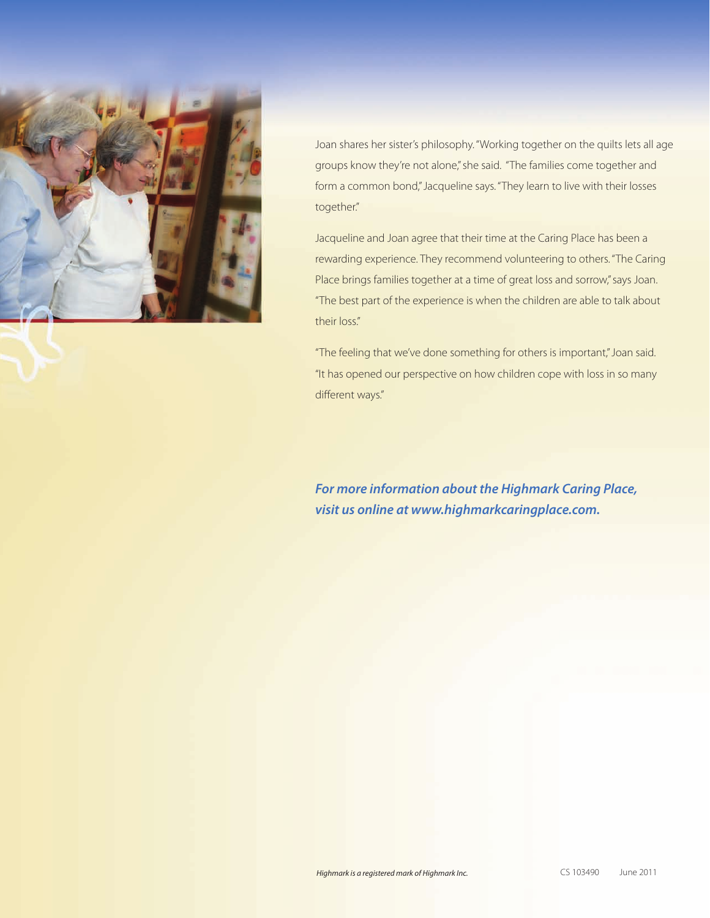Joan shares her sister's philosophy. "Working together on the quilts lets all age groups know they're not alone," she said. "The families come together and form a common bond," Jacqueline says. "They learn to live with their losses together."

Jacqueline and Joan agree that their time at the Caring Place has been a rewarding experience. They recommend volunteering to others. "The Caring Place brings families together at a time of great loss and sorrow," says Joan. "The best part of the experience is when the children are able to talk about their loss."

"The feeling that we've done something for others is important," Joan said. "It has opened our perspective on how children cope with loss in so many different ways."

***For more information about the Highmark Caring Place, visit us online at www.highmarkcaringplace.com.***

*Highmark is a registered mark of Highmark Inc.*

CS 103490 June 2011